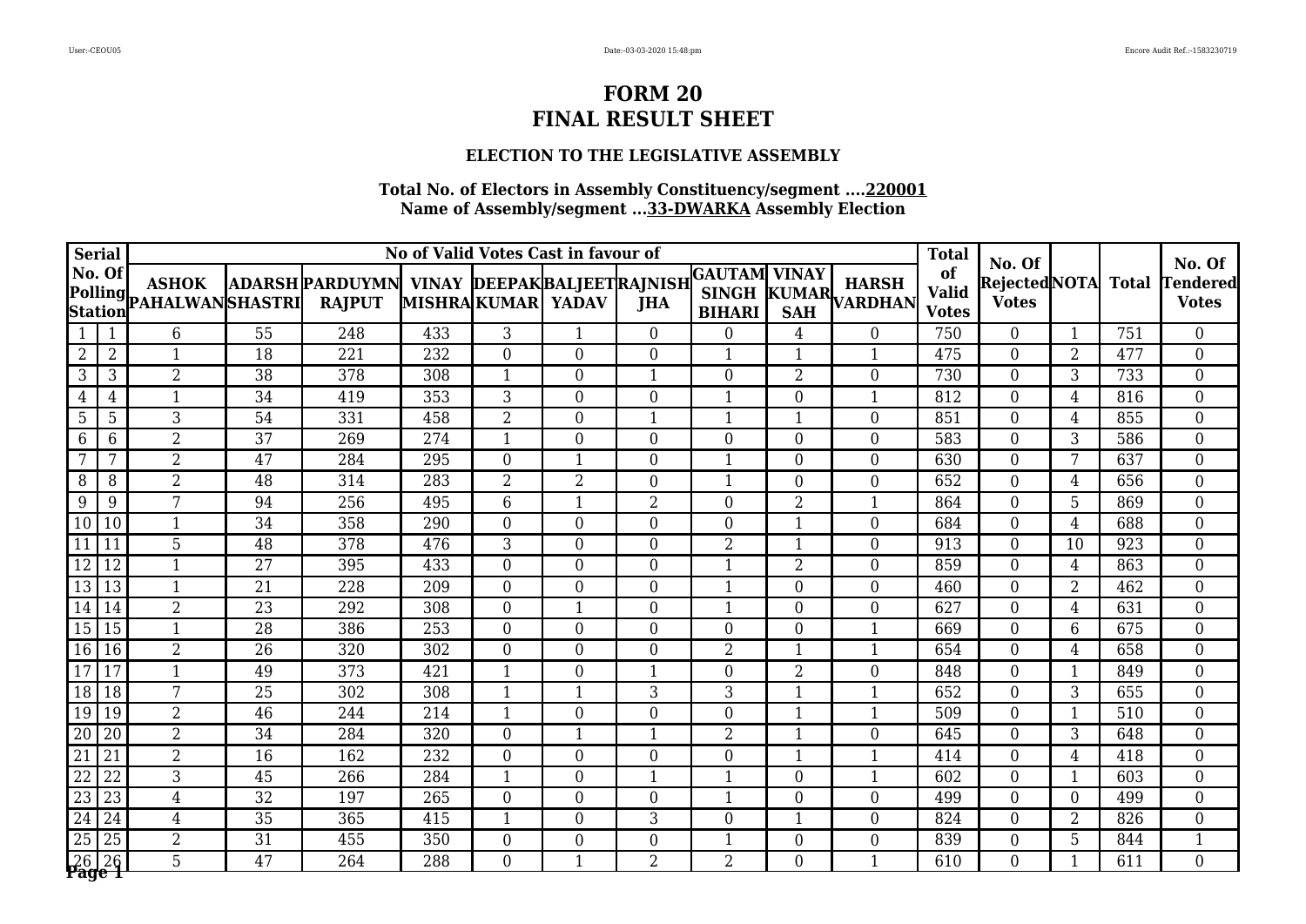# FORM 20
# FINAL RESULT SHEET

### ELECTION TO THE LEGISLATIVE ASSEMBLY

**Total No. of Electors in Assembly Constituency/segment ....220001**
**Name of Assembly/segment ...33-DWARKA Assembly Election**

| Serial | No. Of Polling Station | No of Valid Votes Cast in favour of | | | | | | | | | | Total of Valid Votes | No. Of Rejected Votes | NOTA | Total | No. Of Tendered Votes |
|---|---|---|---|---|---|---|---|---|---|---|---|---|---|---|---|---|
| | | ASHOK PAHALWAN | ADARSH SHASTRI | PARDUYMN RAJPUT | VINAY MISHRA | DEEPAK KUMAR | BALJEET YADAV | RAJNISH JHA | GAUTAM SINGH BIHARI | VINAY KUMAR SAH | HARSH VARDHAN | | | | | |
| 1 | 1 | 6 | 55 | 248 | 433 | 3 | 1 | 0 | 0 | 4 | 0 | 750 | 0 | 1 | 751 | 0 |
| 2 | 2 | 1 | 18 | 221 | 232 | 0 | 0 | 0 | 1 | 1 | 1 | 475 | 0 | 2 | 477 | 0 |
| 3 | 3 | 2 | 38 | 378 | 308 | 1 | 0 | 1 | 0 | 2 | 0 | 730 | 0 | 3 | 733 | 0 |
| 4 | 4 | 1 | 34 | 419 | 353 | 3 | 0 | 0 | 1 | 0 | 1 | 812 | 0 | 4 | 816 | 0 |
| 5 | 5 | 3 | 54 | 331 | 458 | 2 | 0 | 1 | 1 | 1 | 0 | 851 | 0 | 4 | 855 | 0 |
| 6 | 6 | 2 | 37 | 269 | 274 | 1 | 0 | 0 | 0 | 0 | 0 | 583 | 0 | 3 | 586 | 0 |
| 7 | 7 | 2 | 47 | 284 | 295 | 0 | 1 | 0 | 1 | 0 | 0 | 630 | 0 | 7 | 637 | 0 |
| 8 | 8 | 2 | 48 | 314 | 283 | 2 | 2 | 0 | 1 | 0 | 0 | 652 | 0 | 4 | 656 | 0 |
| 9 | 9 | 7 | 94 | 256 | 495 | 6 | 1 | 2 | 0 | 2 | 1 | 864 | 0 | 5 | 869 | 0 |
| 10 | 10 | 1 | 34 | 358 | 290 | 0 | 0 | 0 | 0 | 1 | 0 | 684 | 0 | 4 | 688 | 0 |
| 11 | 11 | 5 | 48 | 378 | 476 | 3 | 0 | 0 | 2 | 1 | 0 | 913 | 0 | 10 | 923 | 0 |
| 12 | 12 | 1 | 27 | 395 | 433 | 0 | 0 | 0 | 1 | 2 | 0 | 859 | 0 | 4 | 863 | 0 |
| 13 | 13 | 1 | 21 | 228 | 209 | 0 | 0 | 0 | 1 | 0 | 0 | 460 | 0 | 2 | 462 | 0 |
| 14 | 14 | 2 | 23 | 292 | 308 | 0 | 1 | 0 | 1 | 0 | 0 | 627 | 0 | 4 | 631 | 0 |
| 15 | 15 | 1 | 28 | 386 | 253 | 0 | 0 | 0 | 0 | 0 | 1 | 669 | 0 | 6 | 675 | 0 |
| 16 | 16 | 2 | 26 | 320 | 302 | 0 | 0 | 0 | 2 | 1 | 1 | 654 | 0 | 4 | 658 | 0 |
| 17 | 17 | 1 | 49 | 373 | 421 | 1 | 0 | 1 | 0 | 2 | 0 | 848 | 0 | 1 | 849 | 0 |
| 18 | 18 | 7 | 25 | 302 | 308 | 1 | 1 | 3 | 3 | 1 | 1 | 652 | 0 | 3 | 655 | 0 |
| 19 | 19 | 2 | 46 | 244 | 214 | 1 | 0 | 0 | 0 | 1 | 1 | 509 | 0 | 1 | 510 | 0 |
| 20 | 20 | 2 | 34 | 284 | 320 | 0 | 1 | 1 | 2 | 1 | 0 | 645 | 0 | 3 | 648 | 0 |
| 21 | 21 | 2 | 16 | 162 | 232 | 0 | 0 | 0 | 0 | 1 | 1 | 414 | 0 | 4 | 418 | 0 |
| 22 | 22 | 3 | 45 | 266 | 284 | 1 | 0 | 1 | 1 | 0 | 1 | 602 | 0 | 1 | 603 | 0 |
| 23 | 23 | 4 | 32 | 197 | 265 | 0 | 0 | 0 | 1 | 0 | 0 | 499 | 0 | 0 | 499 | 0 |
| 24 | 24 | 4 | 35 | 365 | 415 | 1 | 0 | 3 | 0 | 1 | 0 | 824 | 0 | 2 | 826 | 0 |
| 25 | 25 | 2 | 31 | 455 | 350 | 0 | 0 | 0 | 1 | 0 | 0 | 839 | 0 | 5 | 844 | 1 |
| 26 | 26 | 5 | 47 | 264 | 288 | 0 | 1 | 2 | 2 | 0 | 1 | 610 | 0 | 1 | 611 | 0 |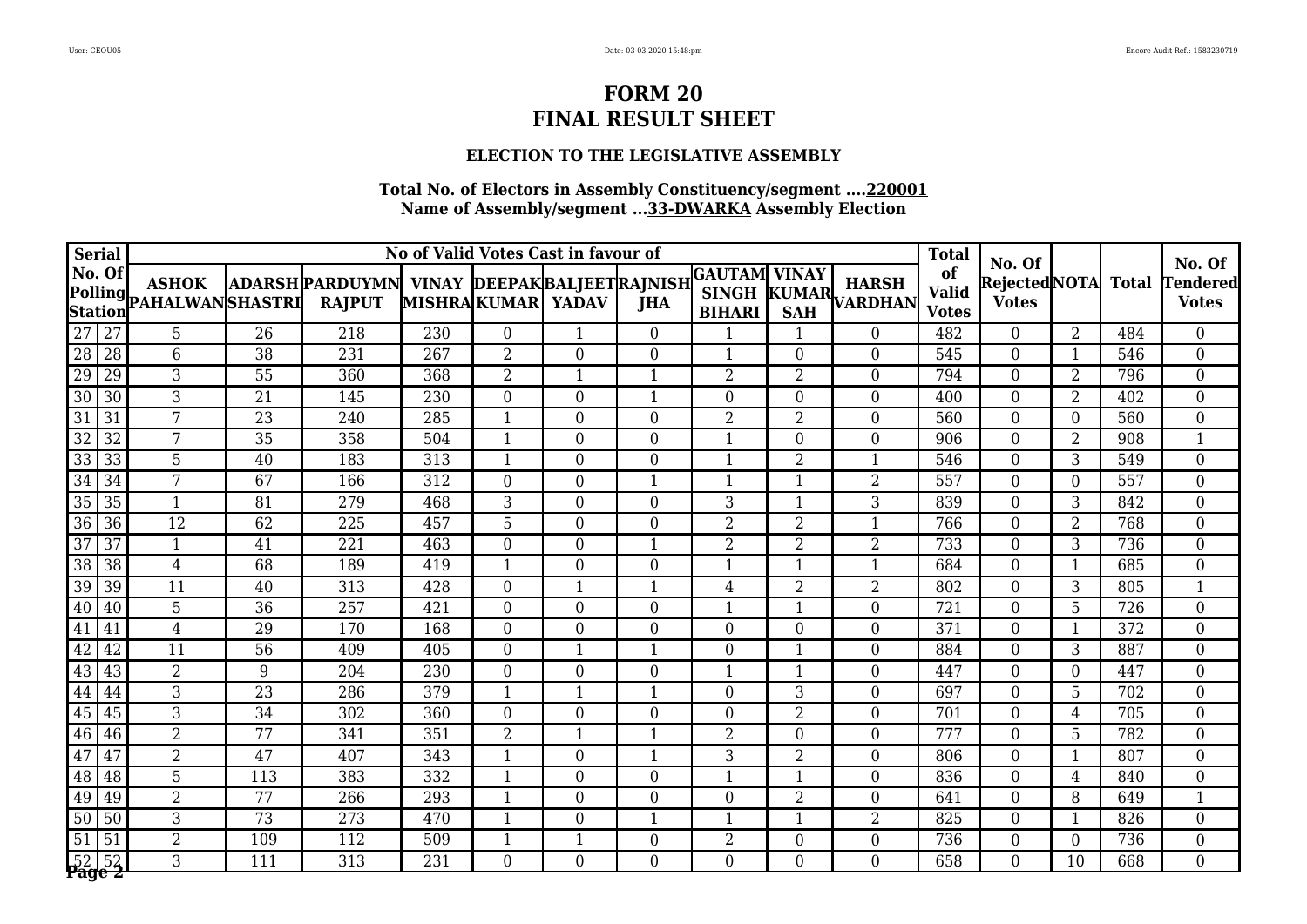# FORM 20
# FINAL RESULT SHEET

### ELECTION TO THE LEGISLATIVE ASSEMBLY

**Total No. of Electors in Assembly Constituency/segment ....220001**
**Name of Assembly/segment ...33-DWARKA Assembly Election**

| Serial | No. Of Polling Station | No of Valid Votes Cast in favour of | | | | | | | | | | Total of Valid Votes | No. Of Rejected Votes | NOTA | Total | No. Of Tendered Votes |
|---|---|---|---|---|---|---|---|---|---|---|---|---|---|---|---|---|
| | | ASHOK PAHALWAN | ADARSH SHASTRI | PARDUYMN RAJPUT | VINAY MISHRA | DEEPAK KUMAR | BALJEET YADAV | RAJNISH JHA | GAUTAM SINGH BIHARI | VINAY KUMAR SAH | HARSH VARDHAN | | | | | |
| 27 | 27 | 5 | 26 | 218 | 230 | 0 | 1 | 0 | 1 | 1 | 0 | 482 | 0 | 2 | 484 | 0 |
| 28 | 28 | 6 | 38 | 231 | 267 | 2 | 0 | 0 | 1 | 0 | 0 | 545 | 0 | 1 | 546 | 0 |
| 29 | 29 | 3 | 55 | 360 | 368 | 2 | 1 | 1 | 2 | 2 | 0 | 794 | 0 | 2 | 796 | 0 |
| 30 | 30 | 3 | 21 | 145 | 230 | 0 | 0 | 1 | 0 | 0 | 0 | 400 | 0 | 2 | 402 | 0 |
| 31 | 31 | 7 | 23 | 240 | 285 | 1 | 0 | 0 | 2 | 2 | 0 | 560 | 0 | 0 | 560 | 0 |
| 32 | 32 | 7 | 35 | 358 | 504 | 1 | 0 | 0 | 1 | 0 | 0 | 906 | 0 | 2 | 908 | 1 |
| 33 | 33 | 5 | 40 | 183 | 313 | 1 | 0 | 0 | 1 | 2 | 1 | 546 | 0 | 3 | 549 | 0 |
| 34 | 34 | 7 | 67 | 166 | 312 | 0 | 0 | 1 | 1 | 1 | 2 | 557 | 0 | 0 | 557 | 0 |
| 35 | 35 | 1 | 81 | 279 | 468 | 3 | 0 | 0 | 3 | 1 | 3 | 839 | 0 | 3 | 842 | 0 |
| 36 | 36 | 12 | 62 | 225 | 457 | 5 | 0 | 0 | 2 | 2 | 1 | 766 | 0 | 2 | 768 | 0 |
| 37 | 37 | 1 | 41 | 221 | 463 | 0 | 0 | 1 | 2 | 2 | 2 | 733 | 0 | 3 | 736 | 0 |
| 38 | 38 | 4 | 68 | 189 | 419 | 1 | 0 | 0 | 1 | 1 | 1 | 684 | 0 | 1 | 685 | 0 |
| 39 | 39 | 11 | 40 | 313 | 428 | 0 | 1 | 1 | 4 | 2 | 2 | 802 | 0 | 3 | 805 | 1 |
| 40 | 40 | 5 | 36 | 257 | 421 | 0 | 0 | 0 | 1 | 1 | 0 | 721 | 0 | 5 | 726 | 0 |
| 41 | 41 | 4 | 29 | 170 | 168 | 0 | 0 | 0 | 0 | 0 | 0 | 371 | 0 | 1 | 372 | 0 |
| 42 | 42 | 11 | 56 | 409 | 405 | 0 | 1 | 1 | 0 | 1 | 0 | 884 | 0 | 3 | 887 | 0 |
| 43 | 43 | 2 | 9 | 204 | 230 | 0 | 0 | 0 | 1 | 1 | 0 | 447 | 0 | 0 | 447 | 0 |
| 44 | 44 | 3 | 23 | 286 | 379 | 1 | 1 | 1 | 0 | 3 | 0 | 697 | 0 | 5 | 702 | 0 |
| 45 | 45 | 3 | 34 | 302 | 360 | 0 | 0 | 0 | 0 | 2 | 0 | 701 | 0 | 4 | 705 | 0 |
| 46 | 46 | 2 | 77 | 341 | 351 | 2 | 1 | 1 | 2 | 0 | 0 | 777 | 0 | 5 | 782 | 0 |
| 47 | 47 | 2 | 47 | 407 | 343 | 1 | 0 | 1 | 3 | 2 | 0 | 806 | 0 | 1 | 807 | 0 |
| 48 | 48 | 5 | 113 | 383 | 332 | 1 | 0 | 0 | 1 | 1 | 0 | 836 | 0 | 4 | 840 | 0 |
| 49 | 49 | 2 | 77 | 266 | 293 | 1 | 0 | 0 | 0 | 2 | 0 | 641 | 0 | 8 | 649 | 1 |
| 50 | 50 | 3 | 73 | 273 | 470 | 1 | 0 | 1 | 1 | 1 | 2 | 825 | 0 | 1 | 826 | 0 |
| 51 | 51 | 2 | 109 | 112 | 509 | 1 | 1 | 0 | 2 | 0 | 0 | 736 | 0 | 0 | 736 | 0 |
| 52 | 52 | 3 | 111 | 313 | 231 | 0 | 0 | 0 | 0 | 0 | 0 | 658 | 0 | 10 | 668 | 0 |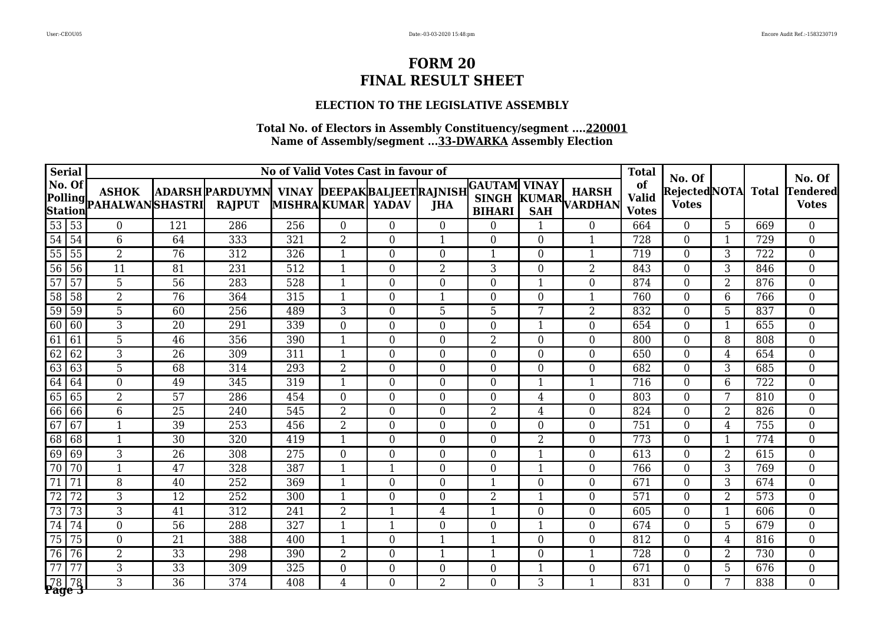# FORM 20
# FINAL RESULT SHEET

### ELECTION TO THE LEGISLATIVE ASSEMBLY

**Total No. of Electors in Assembly Constituency/segment ....220001**
**Name of Assembly/segment ...33-DWARKA Assembly Election**

| Serial | No. Of Polling Station | ASHOK PAHALWAN | ADARSH SHASTRI | PARDUYMN RAJPUT | VINAY MISHRA | DEEPAK KUMAR | BALJEET YADAV | RAJNISH JHA | GAUTAM SINGH BIHARI | VINAY KUMAR SAH | HARSH VARDHAN | Total of Valid Votes | No. Of Rejected Votes | NOTA | Total | No. Of Tendered Votes |
|---|---|---|---|---|---|---|---|---|---|---|---|---|---|---|---|---|
| 53 | 53 | 0 | 121 | 286 | 256 | 0 | 0 | 0 | 0 | 1 | 0 | 664 | 0 | 5 | 669 | 0 |
| 54 | 54 | 6 | 64 | 333 | 321 | 2 | 0 | 1 | 0 | 0 | 1 | 728 | 0 | 1 | 729 | 0 |
| 55 | 55 | 2 | 76 | 312 | 326 | 1 | 0 | 0 | 1 | 0 | 1 | 719 | 0 | 3 | 722 | 0 |
| 56 | 56 | 11 | 81 | 231 | 512 | 1 | 0 | 2 | 3 | 0 | 2 | 843 | 0 | 3 | 846 | 0 |
| 57 | 57 | 5 | 56 | 283 | 528 | 1 | 0 | 0 | 0 | 1 | 0 | 874 | 0 | 2 | 876 | 0 |
| 58 | 58 | 2 | 76 | 364 | 315 | 1 | 0 | 1 | 0 | 0 | 1 | 760 | 0 | 6 | 766 | 0 |
| 59 | 59 | 5 | 60 | 256 | 489 | 3 | 0 | 5 | 5 | 7 | 2 | 832 | 0 | 5 | 837 | 0 |
| 60 | 60 | 3 | 20 | 291 | 339 | 0 | 0 | 0 | 0 | 1 | 0 | 654 | 0 | 1 | 655 | 0 |
| 61 | 61 | 5 | 46 | 356 | 390 | 1 | 0 | 0 | 2 | 0 | 0 | 800 | 0 | 8 | 808 | 0 |
| 62 | 62 | 3 | 26 | 309 | 311 | 1 | 0 | 0 | 0 | 0 | 0 | 650 | 0 | 4 | 654 | 0 |
| 63 | 63 | 5 | 68 | 314 | 293 | 2 | 0 | 0 | 0 | 0 | 0 | 682 | 0 | 3 | 685 | 0 |
| 64 | 64 | 0 | 49 | 345 | 319 | 1 | 0 | 0 | 0 | 1 | 1 | 716 | 0 | 6 | 722 | 0 |
| 65 | 65 | 2 | 57 | 286 | 454 | 0 | 0 | 0 | 0 | 4 | 0 | 803 | 0 | 7 | 810 | 0 |
| 66 | 66 | 6 | 25 | 240 | 545 | 2 | 0 | 0 | 2 | 4 | 0 | 824 | 0 | 2 | 826 | 0 |
| 67 | 67 | 1 | 39 | 253 | 456 | 2 | 0 | 0 | 0 | 0 | 0 | 751 | 0 | 4 | 755 | 0 |
| 68 | 68 | 1 | 30 | 320 | 419 | 1 | 0 | 0 | 0 | 2 | 0 | 773 | 0 | 1 | 774 | 0 |
| 69 | 69 | 3 | 26 | 308 | 275 | 0 | 0 | 0 | 0 | 1 | 0 | 613 | 0 | 2 | 615 | 0 |
| 70 | 70 | 1 | 47 | 328 | 387 | 1 | 1 | 0 | 0 | 1 | 0 | 766 | 0 | 3 | 769 | 0 |
| 71 | 71 | 8 | 40 | 252 | 369 | 1 | 0 | 0 | 1 | 0 | 0 | 671 | 0 | 3 | 674 | 0 |
| 72 | 72 | 3 | 12 | 252 | 300 | 1 | 0 | 0 | 2 | 1 | 0 | 571 | 0 | 2 | 573 | 0 |
| 73 | 73 | 3 | 41 | 312 | 241 | 2 | 1 | 4 | 1 | 0 | 0 | 605 | 0 | 1 | 606 | 0 |
| 74 | 74 | 0 | 56 | 288 | 327 | 1 | 1 | 0 | 0 | 1 | 0 | 674 | 0 | 5 | 679 | 0 |
| 75 | 75 | 0 | 21 | 388 | 400 | 1 | 0 | 1 | 1 | 0 | 0 | 812 | 0 | 4 | 816 | 0 |
| 76 | 76 | 2 | 33 | 298 | 390 | 2 | 0 | 1 | 1 | 0 | 1 | 728 | 0 | 2 | 730 | 0 |
| 77 | 77 | 3 | 33 | 309 | 325 | 0 | 0 | 0 | 0 | 1 | 0 | 671 | 0 | 5 | 676 | 0 |
| 78 | 78 | 3 | 36 | 374 | 408 | 4 | 0 | 2 | 0 | 3 | 1 | 831 | 0 | 7 | 838 | 0 |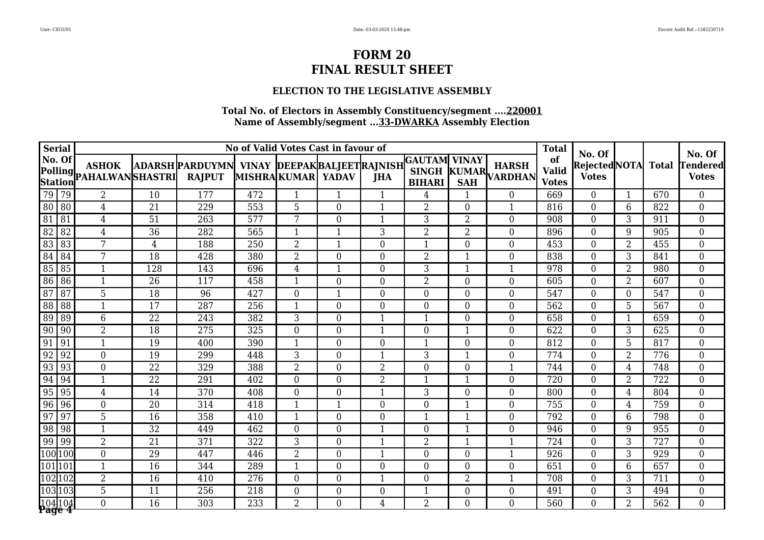# FORM 20
# FINAL RESULT SHEET

### ELECTION TO THE LEGISLATIVE ASSEMBLY

**Total No. of Electors in Assembly Constituency/segment ....220001**
**Name of Assembly/segment ...33-DWARKA Assembly Election**

| Serial | No. Of Polling Station | No of Valid Votes Cast in favour of | | | | | | | | | | Total of Valid Votes | No. Of Rejected Votes | NOTA | Total | No. Of Tendered Votes |
|---|---|---|---|---|---|---|---|---|---|---|---|---|---|---|---|---|
| | | ASHOK PAHALWAN | ADARSH SHASTRI | PARDUYMN RAJPUT | VINAY MISHRA | DEEPAK KUMAR | BALJEET YADAV | RAJNISH JHA | GAUTAM SINGH BIHARI | VINAY KUMAR SAH | HARSH VARDHAN | | | | | |
| 79 | 79 | 2 | 10 | 177 | 472 | 1 | 1 | 1 | 4 | 1 | 0 | 669 | 0 | 1 | 670 | 0 |
| 80 | 80 | 4 | 21 | 229 | 553 | 5 | 0 | 1 | 2 | 0 | 1 | 816 | 0 | 6 | 822 | 0 |
| 81 | 81 | 4 | 51 | 263 | 577 | 7 | 0 | 1 | 3 | 2 | 0 | 908 | 0 | 3 | 911 | 0 |
| 82 | 82 | 4 | 36 | 282 | 565 | 1 | 1 | 3 | 2 | 2 | 0 | 896 | 0 | 9 | 905 | 0 |
| 83 | 83 | 7 | 4 | 188 | 250 | 2 | 1 | 0 | 1 | 0 | 0 | 453 | 0 | 2 | 455 | 0 |
| 84 | 84 | 7 | 18 | 428 | 380 | 2 | 0 | 0 | 2 | 1 | 0 | 838 | 0 | 3 | 841 | 0 |
| 85 | 85 | 1 | 128 | 143 | 696 | 4 | 1 | 0 | 3 | 1 | 1 | 978 | 0 | 2 | 980 | 0 |
| 86 | 86 | 1 | 26 | 117 | 458 | 1 | 0 | 0 | 2 | 0 | 0 | 605 | 0 | 2 | 607 | 0 |
| 87 | 87 | 5 | 18 | 96 | 427 | 0 | 1 | 0 | 0 | 0 | 0 | 547 | 0 | 0 | 547 | 0 |
| 88 | 88 | 1 | 17 | 287 | 256 | 1 | 0 | 0 | 0 | 0 | 0 | 562 | 0 | 5 | 567 | 0 |
| 89 | 89 | 6 | 22 | 243 | 382 | 3 | 0 | 1 | 1 | 0 | 0 | 658 | 0 | 1 | 659 | 0 |
| 90 | 90 | 2 | 18 | 275 | 325 | 0 | 0 | 1 | 0 | 1 | 0 | 622 | 0 | 3 | 625 | 0 |
| 91 | 91 | 1 | 19 | 400 | 390 | 1 | 0 | 0 | 1 | 0 | 0 | 812 | 0 | 5 | 817 | 0 |
| 92 | 92 | 0 | 19 | 299 | 448 | 3 | 0 | 1 | 3 | 1 | 0 | 774 | 0 | 2 | 776 | 0 |
| 93 | 93 | 0 | 22 | 329 | 388 | 2 | 0 | 2 | 0 | 0 | 1 | 744 | 0 | 4 | 748 | 0 |
| 94 | 94 | 1 | 22 | 291 | 402 | 0 | 0 | 2 | 1 | 1 | 0 | 720 | 0 | 2 | 722 | 0 |
| 95 | 95 | 4 | 14 | 370 | 408 | 0 | 0 | 1 | 3 | 0 | 0 | 800 | 0 | 4 | 804 | 0 |
| 96 | 96 | 0 | 20 | 314 | 418 | 1 | 1 | 0 | 0 | 1 | 0 | 755 | 0 | 4 | 759 | 0 |
| 97 | 97 | 5 | 16 | 358 | 410 | 1 | 0 | 0 | 1 | 1 | 0 | 792 | 0 | 6 | 798 | 0 |
| 98 | 98 | 1 | 32 | 449 | 462 | 0 | 0 | 1 | 0 | 1 | 0 | 946 | 0 | 9 | 955 | 0 |
| 99 | 99 | 2 | 21 | 371 | 322 | 3 | 0 | 1 | 2 | 1 | 1 | 724 | 0 | 3 | 727 | 0 |
| 100 | 100 | 0 | 29 | 447 | 446 | 2 | 0 | 1 | 0 | 0 | 1 | 926 | 0 | 3 | 929 | 0 |
| 101 | 101 | 1 | 16 | 344 | 289 | 1 | 0 | 0 | 0 | 0 | 0 | 651 | 0 | 6 | 657 | 0 |
| 102 | 102 | 2 | 16 | 410 | 276 | 0 | 0 | 1 | 0 | 2 | 1 | 708 | 0 | 3 | 711 | 0 |
| 103 | 103 | 5 | 11 | 256 | 218 | 0 | 0 | 0 | 1 | 0 | 0 | 491 | 0 | 3 | 494 | 0 |
| 104 | 104 | 0 | 16 | 303 | 233 | 2 | 0 | 4 | 2 | 0 | 0 | 560 | 0 | 2 | 562 | 0 |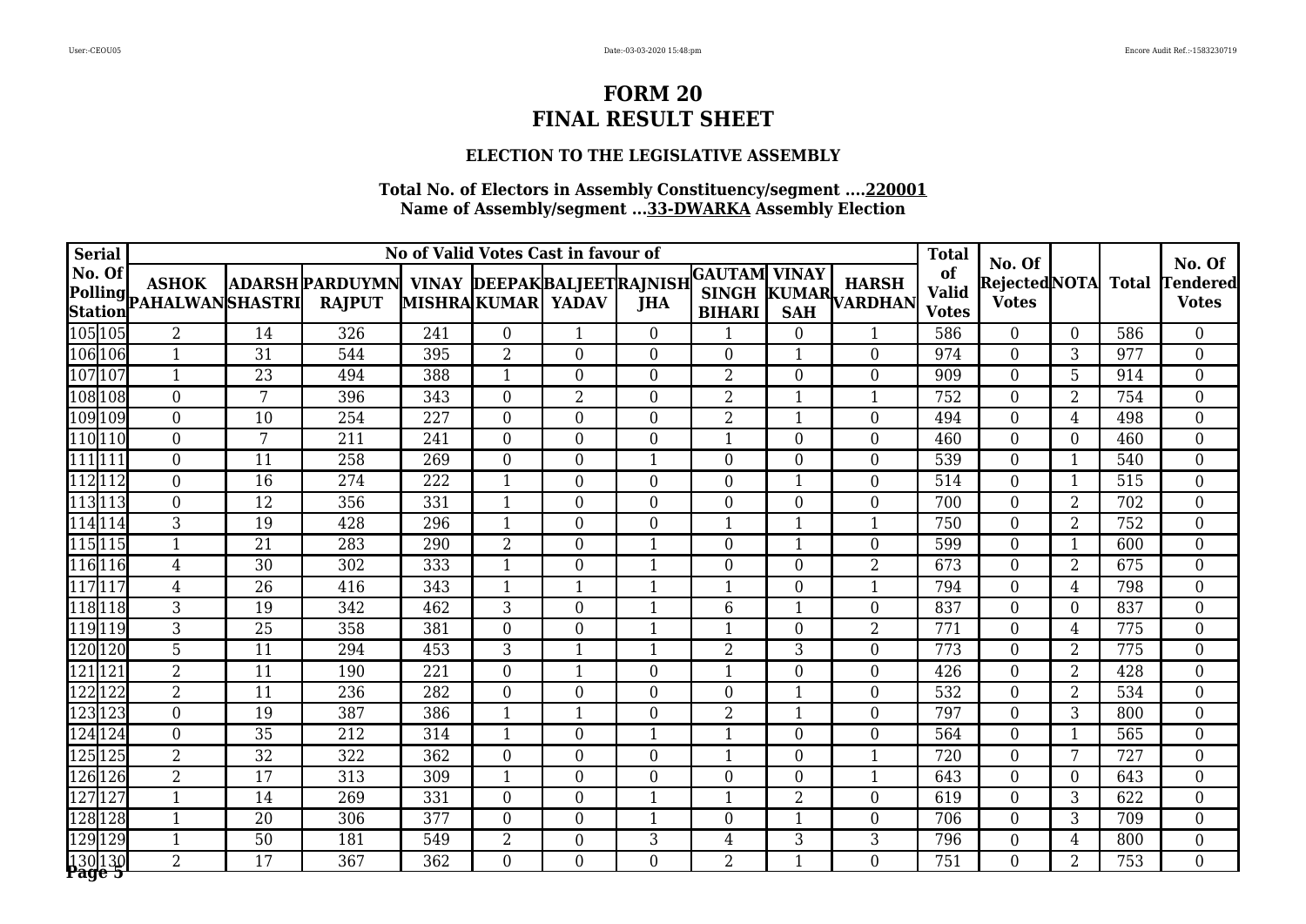# FORM 20
# FINAL RESULT SHEET

### ELECTION TO THE LEGISLATIVE ASSEMBLY

**Total No. of Electors in Assembly Constituency/segment ....220001**
**Name of Assembly/segment ...33-DWARKA Assembly Election**

| Serial No. Of Polling Station | | No of Valid Votes Cast in favour of | | | | | | | | | | Total of Valid Votes | No. Of Rejected Votes | NOTA | Total | No. Of Tendered Votes |
|---|---|---|---|---|---|---|---|---|---|---|---|---|---|---|---|---|
| | | ASHOK PAHALWAN | ADARSH SHASTRI | PARDUYMN RAJPUT | VINAY MISHRA | DEEPAK KUMAR | BALJEET YADAV | RAJNISH JHA | GAUTAM SINGH BIHARI | VINAY KUMAR SAH | HARSH VARDHAN | | | | | |
| 105 | 105 | 2 | 14 | 326 | 241 | 0 | 1 | 0 | 1 | 0 | 1 | 586 | 0 | 0 | 586 | 0 |
| 106 | 106 | 1 | 31 | 544 | 395 | 2 | 0 | 0 | 0 | 1 | 0 | 974 | 0 | 3 | 977 | 0 |
| 107 | 107 | 1 | 23 | 494 | 388 | 1 | 0 | 0 | 2 | 0 | 0 | 909 | 0 | 5 | 914 | 0 |
| 108 | 108 | 0 | 7 | 396 | 343 | 0 | 2 | 0 | 2 | 1 | 1 | 752 | 0 | 2 | 754 | 0 |
| 109 | 109 | 0 | 10 | 254 | 227 | 0 | 0 | 0 | 2 | 1 | 0 | 494 | 0 | 4 | 498 | 0 |
| 110 | 110 | 0 | 7 | 211 | 241 | 0 | 0 | 0 | 1 | 0 | 0 | 460 | 0 | 0 | 460 | 0 |
| 111 | 111 | 0 | 11 | 258 | 269 | 0 | 0 | 1 | 0 | 0 | 0 | 539 | 0 | 1 | 540 | 0 |
| 112 | 112 | 0 | 16 | 274 | 222 | 1 | 0 | 0 | 0 | 1 | 0 | 514 | 0 | 1 | 515 | 0 |
| 113 | 113 | 0 | 12 | 356 | 331 | 1 | 0 | 0 | 0 | 0 | 0 | 700 | 0 | 2 | 702 | 0 |
| 114 | 114 | 3 | 19 | 428 | 296 | 1 | 0 | 0 | 1 | 1 | 1 | 750 | 0 | 2 | 752 | 0 |
| 115 | 115 | 1 | 21 | 283 | 290 | 2 | 0 | 1 | 0 | 1 | 0 | 599 | 0 | 1 | 600 | 0 |
| 116 | 116 | 4 | 30 | 302 | 333 | 1 | 0 | 1 | 0 | 0 | 2 | 673 | 0 | 2 | 675 | 0 |
| 117 | 117 | 4 | 26 | 416 | 343 | 1 | 1 | 1 | 1 | 0 | 1 | 794 | 0 | 4 | 798 | 0 |
| 118 | 118 | 3 | 19 | 342 | 462 | 3 | 0 | 1 | 6 | 1 | 0 | 837 | 0 | 0 | 837 | 0 |
| 119 | 119 | 3 | 25 | 358 | 381 | 0 | 0 | 1 | 1 | 0 | 2 | 771 | 0 | 4 | 775 | 0 |
| 120 | 120 | 5 | 11 | 294 | 453 | 3 | 1 | 1 | 2 | 3 | 0 | 773 | 0 | 2 | 775 | 0 |
| 121 | 121 | 2 | 11 | 190 | 221 | 0 | 1 | 0 | 1 | 0 | 0 | 426 | 0 | 2 | 428 | 0 |
| 122 | 122 | 2 | 11 | 236 | 282 | 0 | 0 | 0 | 0 | 1 | 0 | 532 | 0 | 2 | 534 | 0 |
| 123 | 123 | 0 | 19 | 387 | 386 | 1 | 1 | 0 | 2 | 1 | 0 | 797 | 0 | 3 | 800 | 0 |
| 124 | 124 | 0 | 35 | 212 | 314 | 1 | 0 | 1 | 1 | 0 | 0 | 564 | 0 | 1 | 565 | 0 |
| 125 | 125 | 2 | 32 | 322 | 362 | 0 | 0 | 0 | 1 | 0 | 1 | 720 | 0 | 7 | 727 | 0 |
| 126 | 126 | 2 | 17 | 313 | 309 | 1 | 0 | 0 | 0 | 0 | 1 | 643 | 0 | 0 | 643 | 0 |
| 127 | 127 | 1 | 14 | 269 | 331 | 0 | 0 | 1 | 1 | 2 | 0 | 619 | 0 | 3 | 622 | 0 |
| 128 | 128 | 1 | 20 | 306 | 377 | 0 | 0 | 1 | 0 | 1 | 0 | 706 | 0 | 3 | 709 | 0 |
| 129 | 129 | 1 | 50 | 181 | 549 | 2 | 0 | 3 | 4 | 3 | 3 | 796 | 0 | 4 | 800 | 0 |
| 130 | 130 | 2 | 17 | 367 | 362 | 0 | 0 | 0 | 2 | 1 | 0 | 751 | 0 | 2 | 753 | 0 |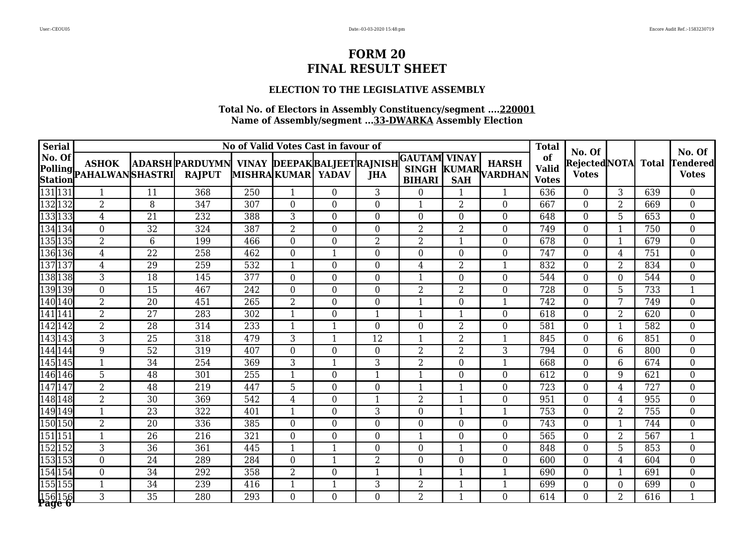# FORM 20
# FINAL RESULT SHEET

### ELECTION TO THE LEGISLATIVE ASSEMBLY

**Total No. of Electors in Assembly Constituency/segment ....220001**
**Name of Assembly/segment ...33-DWARKA Assembly Election**

| Serial No. Of Polling Station | | No of Valid Votes Cast in favour of | | | | | | | | | | Total of Valid Votes | No. Of Rejected Votes | NOTA | Total | No. Of Tendered Votes |
|---|---|---|---|---|---|---|---|---|---|---|---|---|---|---|---|---|
| | | ASHOK PAHALWAN | ADARSH SHASTRI | PARDUYMN RAJPUT | VINAY MISHRA | DEEPAK KUMAR | BALJEET YADAV | RAJNISH JHA | GAUTAM SINGH BIHARI | VINAY KUMAR SAH | HARSH VARDHAN | | | | | |
| 131 | 131 | 1 | 11 | 368 | 250 | 1 | 0 | 3 | 0 | 1 | 1 | 636 | 0 | 3 | 639 | 0 |
| 132 | 132 | 2 | 8 | 347 | 307 | 0 | 0 | 0 | 1 | 2 | 0 | 667 | 0 | 2 | 669 | 0 |
| 133 | 133 | 4 | 21 | 232 | 388 | 3 | 0 | 0 | 0 | 0 | 0 | 648 | 0 | 5 | 653 | 0 |
| 134 | 134 | 0 | 32 | 324 | 387 | 2 | 0 | 0 | 2 | 2 | 0 | 749 | 0 | 1 | 750 | 0 |
| 135 | 135 | 2 | 6 | 199 | 466 | 0 | 0 | 2 | 2 | 1 | 0 | 678 | 0 | 1 | 679 | 0 |
| 136 | 136 | 4 | 22 | 258 | 462 | 0 | 1 | 0 | 0 | 0 | 0 | 747 | 0 | 4 | 751 | 0 |
| 137 | 137 | 4 | 29 | 259 | 532 | 1 | 0 | 0 | 4 | 2 | 1 | 832 | 0 | 2 | 834 | 0 |
| 138 | 138 | 3 | 18 | 145 | 377 | 0 | 0 | 0 | 1 | 0 | 0 | 544 | 0 | 0 | 544 | 0 |
| 139 | 139 | 0 | 15 | 467 | 242 | 0 | 0 | 0 | 2 | 2 | 0 | 728 | 0 | 5 | 733 | 1 |
| 140 | 140 | 2 | 20 | 451 | 265 | 2 | 0 | 0 | 1 | 0 | 1 | 742 | 0 | 7 | 749 | 0 |
| 141 | 141 | 2 | 27 | 283 | 302 | 1 | 0 | 1 | 1 | 1 | 0 | 618 | 0 | 2 | 620 | 0 |
| 142 | 142 | 2 | 28 | 314 | 233 | 1 | 1 | 0 | 0 | 2 | 0 | 581 | 0 | 1 | 582 | 0 |
| 143 | 143 | 3 | 25 | 318 | 479 | 3 | 1 | 12 | 1 | 2 | 1 | 845 | 0 | 6 | 851 | 0 |
| 144 | 144 | 9 | 52 | 319 | 407 | 0 | 0 | 0 | 2 | 2 | 3 | 794 | 0 | 6 | 800 | 0 |
| 145 | 145 | 1 | 34 | 254 | 369 | 3 | 1 | 3 | 2 | 0 | 1 | 668 | 0 | 6 | 674 | 0 |
| 146 | 146 | 5 | 48 | 301 | 255 | 1 | 0 | 1 | 1 | 0 | 0 | 612 | 0 | 9 | 621 | 0 |
| 147 | 147 | 2 | 48 | 219 | 447 | 5 | 0 | 0 | 1 | 1 | 0 | 723 | 0 | 4 | 727 | 0 |
| 148 | 148 | 2 | 30 | 369 | 542 | 4 | 0 | 1 | 2 | 1 | 0 | 951 | 0 | 4 | 955 | 0 |
| 149 | 149 | 1 | 23 | 322 | 401 | 1 | 0 | 3 | 0 | 1 | 1 | 753 | 0 | 2 | 755 | 0 |
| 150 | 150 | 2 | 20 | 336 | 385 | 0 | 0 | 0 | 0 | 0 | 0 | 743 | 0 | 1 | 744 | 0 |
| 151 | 151 | 1 | 26 | 216 | 321 | 0 | 0 | 0 | 1 | 0 | 0 | 565 | 0 | 2 | 567 | 1 |
| 152 | 152 | 3 | 36 | 361 | 445 | 1 | 1 | 0 | 0 | 1 | 0 | 848 | 0 | 5 | 853 | 0 |
| 153 | 153 | 0 | 24 | 289 | 284 | 0 | 1 | 2 | 0 | 0 | 0 | 600 | 0 | 4 | 604 | 0 |
| 154 | 154 | 0 | 34 | 292 | 358 | 2 | 0 | 1 | 1 | 1 | 1 | 690 | 0 | 1 | 691 | 0 |
| 155 | 155 | 1 | 34 | 239 | 416 | 1 | 1 | 3 | 2 | 1 | 1 | 699 | 0 | 0 | 699 | 0 |
| 156 | 156 | 3 | 35 | 280 | 293 | 0 | 0 | 0 | 2 | 1 | 0 | 614 | 0 | 2 | 616 | 1 |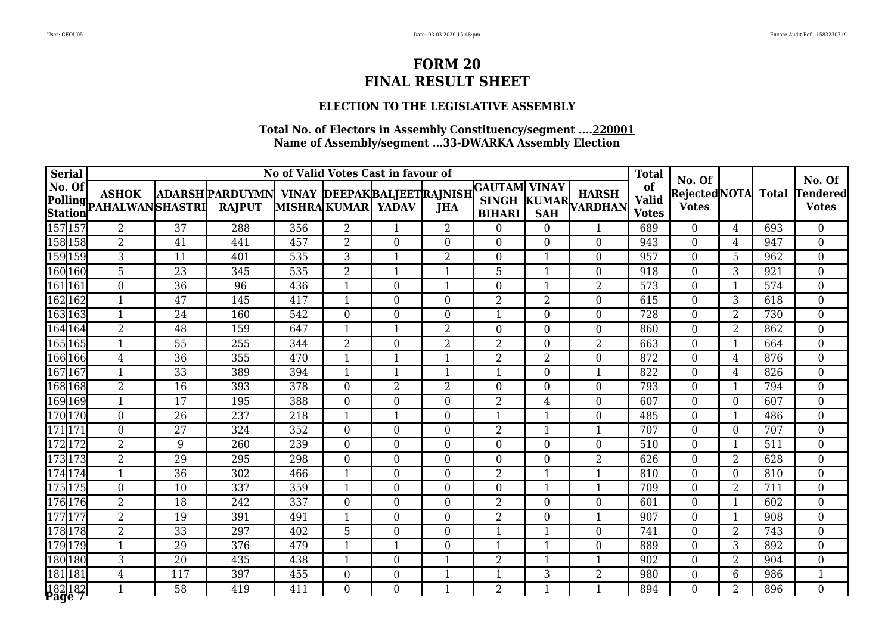# FORM 20
# FINAL RESULT SHEET

### ELECTION TO THE LEGISLATIVE ASSEMBLY

**Total No. of Electors in Assembly Constituency/segment ....220001**
**Name of Assembly/segment ...33-DWARKA Assembly Election**

| Serial No. Of Polling Station | | No of Valid Votes Cast in favour of | | | | | | | | | | Total of Valid Votes | No. Of Rejected Votes | NOTA | Total | No. Of Tendered Votes |
|---|---|---|---|---|---|---|---|---|---|---|---|---|---|---|---|---|
| | | ASHOK PAHALWAN | ADARSH SHASTRI | PARDUYMN RAJPUT | VINAY MISHRA | DEEPAK KUMAR | BALJEET YADAV | RAJNISH JHA | GAUTAM SINGH BIHARI | VINAY KUMAR SAH | HARSH VARDHAN | | | | | |
| 157 | 157 | 2 | 37 | 288 | 356 | 2 | 1 | 2 | 0 | 0 | 1 | 689 | 0 | 4 | 693 | 0 |
| 158 | 158 | 2 | 41 | 441 | 457 | 2 | 0 | 0 | 0 | 0 | 0 | 943 | 0 | 4 | 947 | 0 |
| 159 | 159 | 3 | 11 | 401 | 535 | 3 | 1 | 2 | 0 | 1 | 0 | 957 | 0 | 5 | 962 | 0 |
| 160 | 160 | 5 | 23 | 345 | 535 | 2 | 1 | 1 | 5 | 1 | 0 | 918 | 0 | 3 | 921 | 0 |
| 161 | 161 | 0 | 36 | 96 | 436 | 1 | 0 | 1 | 0 | 1 | 2 | 573 | 0 | 1 | 574 | 0 |
| 162 | 162 | 1 | 47 | 145 | 417 | 1 | 0 | 0 | 2 | 2 | 0 | 615 | 0 | 3 | 618 | 0 |
| 163 | 163 | 1 | 24 | 160 | 542 | 0 | 0 | 0 | 1 | 0 | 0 | 728 | 0 | 2 | 730 | 0 |
| 164 | 164 | 2 | 48 | 159 | 647 | 1 | 1 | 2 | 0 | 0 | 0 | 860 | 0 | 2 | 862 | 0 |
| 165 | 165 | 1 | 55 | 255 | 344 | 2 | 0 | 2 | 2 | 0 | 2 | 663 | 0 | 1 | 664 | 0 |
| 166 | 166 | 4 | 36 | 355 | 470 | 1 | 1 | 1 | 2 | 2 | 0 | 872 | 0 | 4 | 876 | 0 |
| 167 | 167 | 1 | 33 | 389 | 394 | 1 | 1 | 1 | 1 | 0 | 1 | 822 | 0 | 4 | 826 | 0 |
| 168 | 168 | 2 | 16 | 393 | 378 | 0 | 2 | 2 | 0 | 0 | 0 | 793 | 0 | 1 | 794 | 0 |
| 169 | 169 | 1 | 17 | 195 | 388 | 0 | 0 | 0 | 2 | 4 | 0 | 607 | 0 | 0 | 607 | 0 |
| 170 | 170 | 0 | 26 | 237 | 218 | 1 | 1 | 0 | 1 | 1 | 0 | 485 | 0 | 1 | 486 | 0 |
| 171 | 171 | 0 | 27 | 324 | 352 | 0 | 0 | 0 | 2 | 1 | 1 | 707 | 0 | 0 | 707 | 0 |
| 172 | 172 | 2 | 9 | 260 | 239 | 0 | 0 | 0 | 0 | 0 | 0 | 510 | 0 | 1 | 511 | 0 |
| 173 | 173 | 2 | 29 | 295 | 298 | 0 | 0 | 0 | 0 | 0 | 2 | 626 | 0 | 2 | 628 | 0 |
| 174 | 174 | 1 | 36 | 302 | 466 | 1 | 0 | 0 | 2 | 1 | 1 | 810 | 0 | 0 | 810 | 0 |
| 175 | 175 | 0 | 10 | 337 | 359 | 1 | 0 | 0 | 0 | 1 | 1 | 709 | 0 | 2 | 711 | 0 |
| 176 | 176 | 2 | 18 | 242 | 337 | 0 | 0 | 0 | 2 | 0 | 0 | 601 | 0 | 1 | 602 | 0 |
| 177 | 177 | 2 | 19 | 391 | 491 | 1 | 0 | 0 | 2 | 0 | 1 | 907 | 0 | 1 | 908 | 0 |
| 178 | 178 | 2 | 33 | 297 | 402 | 5 | 0 | 0 | 1 | 1 | 0 | 741 | 0 | 2 | 743 | 0 |
| 179 | 179 | 1 | 29 | 376 | 479 | 1 | 1 | 0 | 1 | 1 | 0 | 889 | 0 | 3 | 892 | 0 |
| 180 | 180 | 3 | 20 | 435 | 438 | 1 | 0 | 1 | 2 | 1 | 1 | 902 | 0 | 2 | 904 | 0 |
| 181 | 181 | 4 | 117 | 397 | 455 | 0 | 0 | 1 | 1 | 3 | 2 | 980 | 0 | 6 | 986 | 1 |
| 182 | 182 | 1 | 58 | 419 | 411 | 0 | 0 | 1 | 2 | 1 | 1 | 894 | 0 | 2 | 896 | 0 |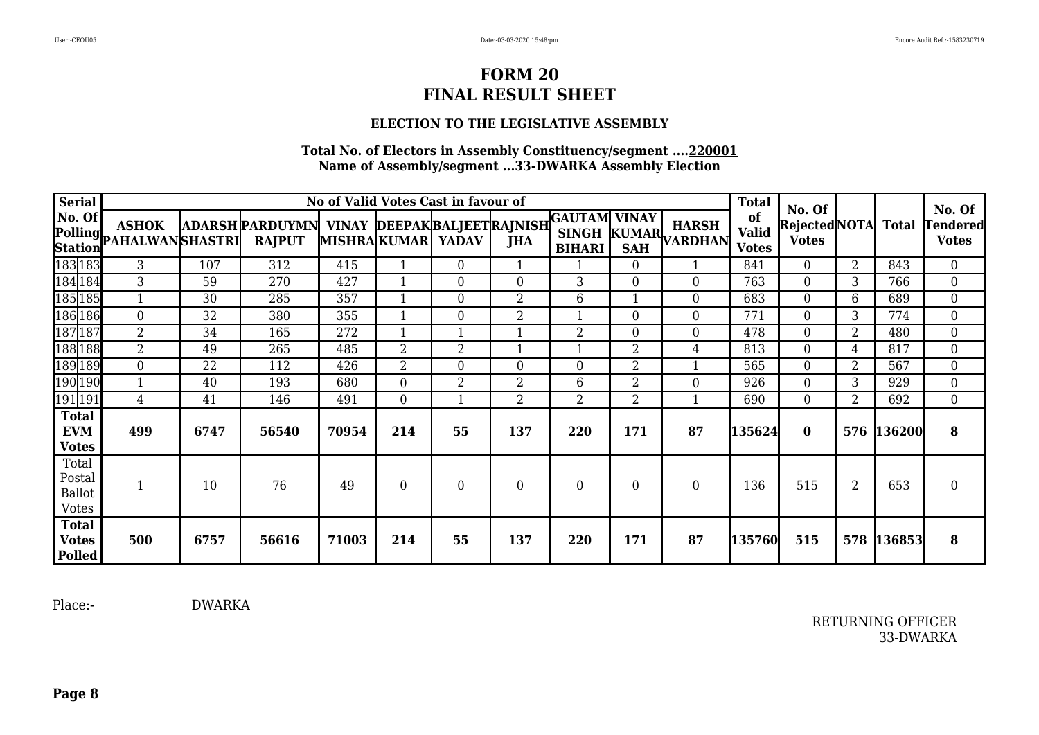# FORM 20
# FINAL RESULT SHEET

### ELECTION TO THE LEGISLATIVE ASSEMBLY

**Total No. of Electors in Assembly Constituency/segment ....220001**
**Name of Assembly/segment ...33-DWARKA Assembly Election**

| Serial No. Of Polling Station | | No of Valid Votes Cast in favour of | | | | | | | | | | Total of Valid Votes | No. Of Rejected Votes | NOTA | Total | No. Of Tendered Votes |
|---|---|---|---|---|---|---|---|---|---|---|---|---|---|---|---|---|
| | | ASHOK PAHALWAN | ADARSH SHASTRI | PARDUYMN RAJPUT | VINAY MISHRA | DEEPAK KUMAR | BALJEET YADAV | RAJNISH JHA | GAUTAM SINGH BIHARI | VINAY KUMAR SAH | HARSH VARDHAN | | | | | |
| 183 | 183 | 3 | 107 | 312 | 415 | 1 | 0 | 1 | 1 | 0 | 1 | 841 | 0 | 2 | 843 | 0 |
| 184 | 184 | 3 | 59 | 270 | 427 | 1 | 0 | 0 | 3 | 0 | 0 | 763 | 0 | 3 | 766 | 0 |
| 185 | 185 | 1 | 30 | 285 | 357 | 1 | 0 | 2 | 6 | 1 | 0 | 683 | 0 | 6 | 689 | 0 |
| 186 | 186 | 0 | 32 | 380 | 355 | 1 | 0 | 2 | 1 | 0 | 0 | 771 | 0 | 3 | 774 | 0 |
| 187 | 187 | 2 | 34 | 165 | 272 | 1 | 1 | 1 | 2 | 0 | 0 | 478 | 0 | 2 | 480 | 0 |
| 188 | 188 | 2 | 49 | 265 | 485 | 2 | 2 | 1 | 1 | 2 | 4 | 813 | 0 | 4 | 817 | 0 |
| 189 | 189 | 0 | 22 | 112 | 426 | 2 | 0 | 0 | 0 | 2 | 1 | 565 | 0 | 2 | 567 | 0 |
| 190 | 190 | 1 | 40 | 193 | 680 | 0 | 2 | 2 | 6 | 2 | 0 | 926 | 0 | 3 | 929 | 0 |
| 191 | 191 | 4 | 41 | 146 | 491 | 0 | 1 | 2 | 2 | 2 | 1 | 690 | 0 | 2 | 692 | 0 |
| **Total EVM Votes** | | **499** | **6747** | **56540** | **70954** | **214** | **55** | **137** | **220** | **171** | **87** | **135624** | **0** | **576** | **136200** | **8** |
| Total Postal Ballot Votes | | 1 | 10 | 76 | 49 | 0 | 0 | 0 | 0 | 0 | 0 | 136 | 515 | 2 | 653 | 0 |
| **Total Votes Polled** | | **500** | **6757** | **56616** | **71003** | **214** | **55** | **137** | **220** | **171** | **87** | **135760** | **515** | **578** | **136853** | **8** |

Place:- DWARKA

RETURNING OFFICER
33-DWARKA